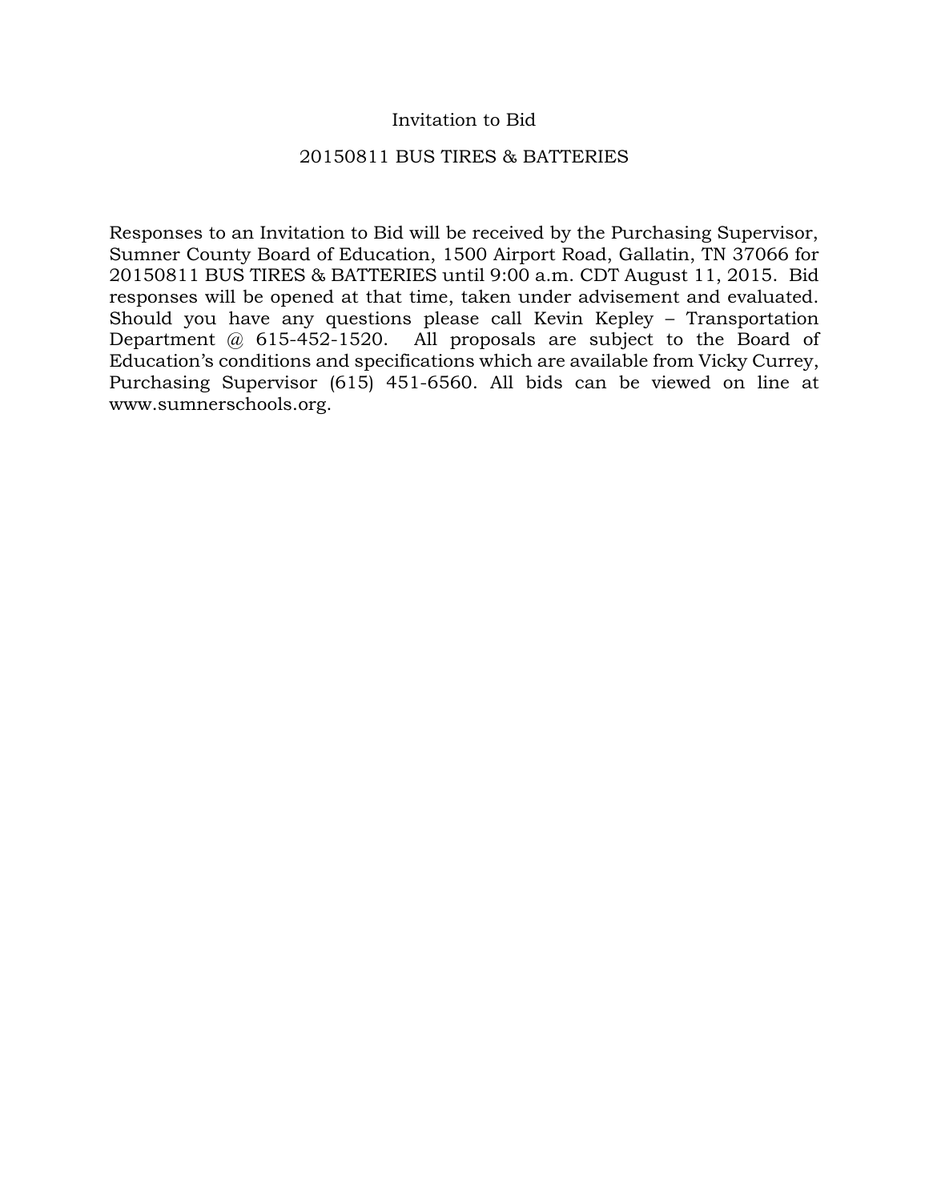# Invitation to Bid

## 20150811 BUS TIRES & BATTERIES

Responses to an Invitation to Bid will be received by the Purchasing Supervisor, Sumner County Board of Education, 1500 Airport Road, Gallatin, TN 37066 for 20150811 BUS TIRES & BATTERIES until 9:00 a.m. CDT August 11, 2015. Bid responses will be opened at that time, taken under advisement and evaluated. Should you have any questions please call Kevin Kepley – Transportation Department @ 615-452-1520. All proposals are subject to the Board of Education's conditions and specifications which are available from Vicky Currey, Purchasing Supervisor (615) 451-6560. All bids can be viewed on line at www.sumnerschools.org.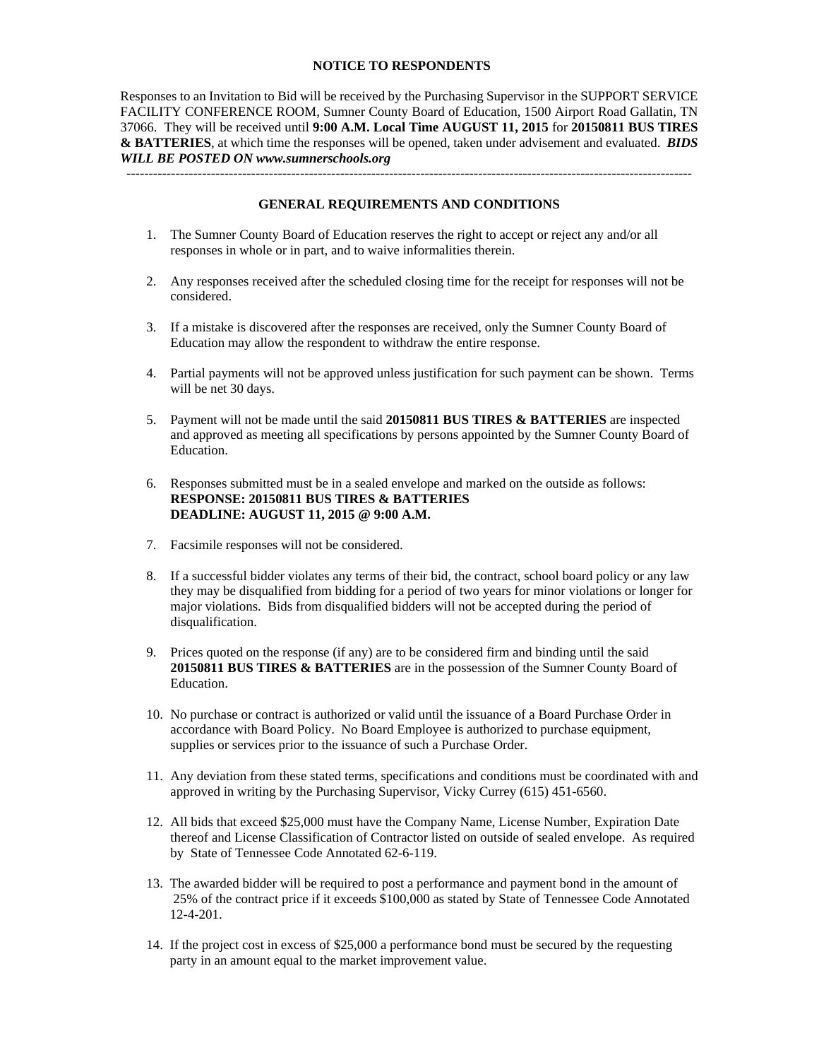## NOTICE TO RESPONDENTS

Responses to an Invitation to Bid will be received by the Purchasing Supervisor in the SUPPORT SERVICE FACILITY CONFERENCE ROOM, Sumner County Board of Education, 1500 Airport Road Gallatin, TN 37066. They will be received until **9:00 A.M. Local Time AUGUST 11, 2015** for **20150811 BUS TIRES & BATTERIES**, at which time the responses will be opened, taken under advisement and evaluated. ***BIDS WILL BE POSTED ON www.sumnerschools.org***

---

## GENERAL REQUIREMENTS AND CONDITIONS

1. The Sumner County Board of Education reserves the right to accept or reject any and/or all responses in whole or in part, and to waive informalities therein.

2. Any responses received after the scheduled closing time for the receipt for responses will not be considered.

3. If a mistake is discovered after the responses are received, only the Sumner County Board of Education may allow the respondent to withdraw the entire response.

4. Partial payments will not be approved unless justification for such payment can be shown. Terms will be net 30 days.

5. Payment will not be made until the said **20150811 BUS TIRES & BATTERIES** are inspected and approved as meeting all specifications by persons appointed by the Sumner County Board of Education.

6. Responses submitted must be in a sealed envelope and marked on the outside as follows:
   **RESPONSE: 20150811 BUS TIRES & BATTERIES**
   **DEADLINE: AUGUST 11, 2015 @ 9:00 A.M.**

7. Facsimile responses will not be considered.

8. If a successful bidder violates any terms of their bid, the contract, school board policy or any law they may be disqualified from bidding for a period of two years for minor violations or longer for major violations. Bids from disqualified bidders will not be accepted during the period of disqualification.

9. Prices quoted on the response (if any) are to be considered firm and binding until the said **20150811 BUS TIRES & BATTERIES** are in the possession of the Sumner County Board of Education.

10. No purchase or contract is authorized or valid until the issuance of a Board Purchase Order in accordance with Board Policy. No Board Employee is authorized to purchase equipment, supplies or services prior to the issuance of such a Purchase Order.

11. Any deviation from these stated terms, specifications and conditions must be coordinated with and approved in writing by the Purchasing Supervisor, Vicky Currey (615) 451-6560.

12. All bids that exceed $25,000 must have the Company Name, License Number, Expiration Date thereof and License Classification of Contractor listed on outside of sealed envelope. As required by State of Tennessee Code Annotated 62-6-119.

13. The awarded bidder will be required to post a performance and payment bond in the amount of 25% of the contract price if it exceeds $100,000 as stated by State of Tennessee Code Annotated 12-4-201.

14. If the project cost in excess of $25,000 a performance bond must be secured by the requesting party in an amount equal to the market improvement value.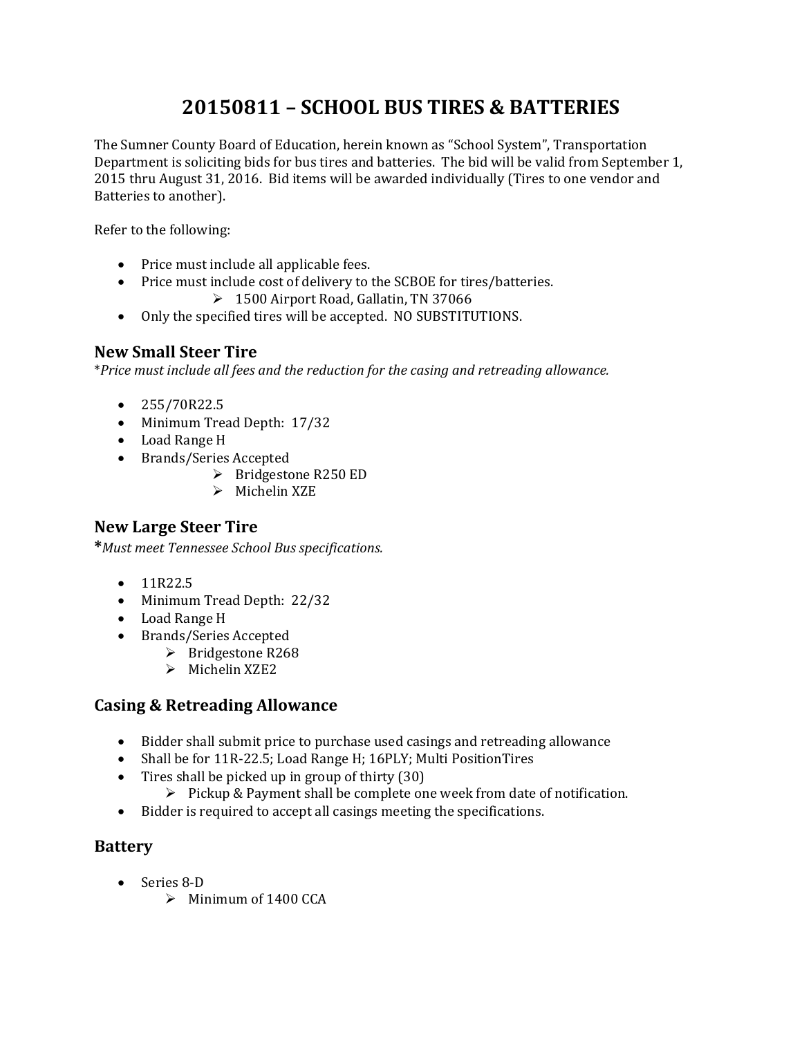# 20150811 – SCHOOL BUS TIRES & BATTERIES

The Sumner County Board of Education, herein known as "School System", Transportation Department is soliciting bids for bus tires and batteries. The bid will be valid from September 1, 2015 thru August 31, 2016. Bid items will be awarded individually (Tires to one vendor and Batteries to another).

Refer to the following:

- Price must include all applicable fees.
- Price must include cost of delivery to the SCBOE for tires/batteries.
  - 1500 Airport Road, Gallatin, TN 37066
- Only the specified tires will be accepted. NO SUBSTITUTIONS.

## New Small Steer Tire

**Price must include all fees and the reduction for the casing and retreading allowance.*

- 255/70R22.5
- Minimum Tread Depth: 17/32
- Load Range H
- Brands/Series Accepted
  - Bridgestone R250 ED
  - Michelin XZE

## New Large Steer Tire

***Must meet Tennessee School Bus specifications.*

- 11R22.5
- Minimum Tread Depth: 22/32
- Load Range H
- Brands/Series Accepted
  - Bridgestone R268
  - Michelin XZE2

## Casing & Retreading Allowance

- Bidder shall submit price to purchase used casings and retreading allowance
- Shall be for 11R-22.5; Load Range H; 16PLY; Multi PositionTires
- Tires shall be picked up in group of thirty (30)
  - Pickup & Payment shall be complete one week from date of notification.
- Bidder is required to accept all casings meeting the specifications.

## Battery

- Series 8-D
  - Minimum of 1400 CCA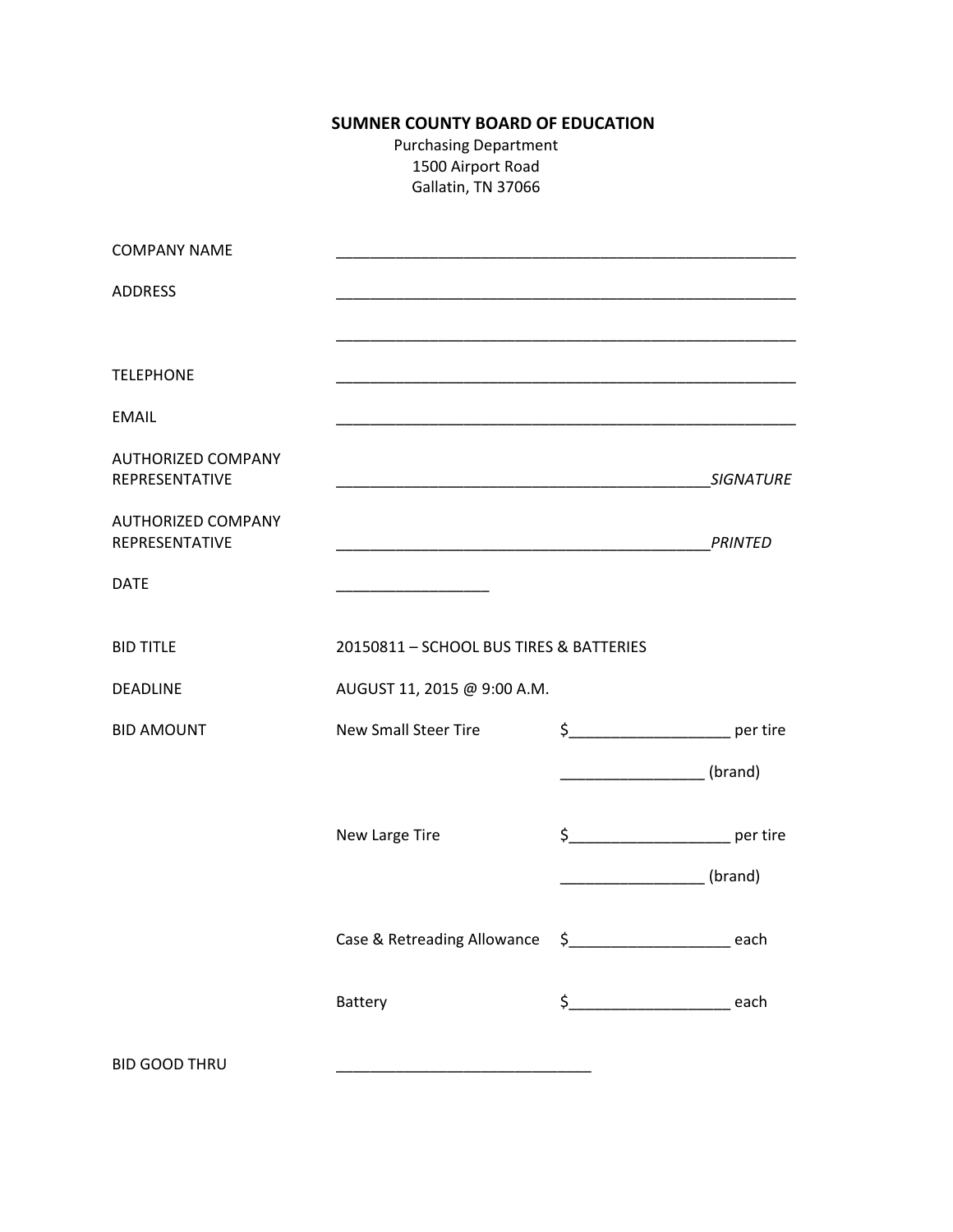**SUMNER COUNTY BOARD OF EDUCATION**

Purchasing Department
1500 Airport Road
Gallatin, TN 37066

COMPANY NAME _______________________________________________________

ADDRESS _______________________________________________________

_______________________________________________________

TELEPHONE _______________________________________________________

EMAIL _______________________________________________________

AUTHORIZED COMPANY REPRESENTATIVE ____________________________________________*SIGNATURE*

AUTHORIZED COMPANY REPRESENTATIVE ____________________________________________*PRINTED*

DATE __________________

BID TITLE 20150811 – SCHOOL BUS TIRES & BATTERIES

DEADLINE AUGUST 11, 2015 @ 9:00 A.M.

BID AMOUNT

| | | |
|---|---|---|
| | New Small Steer Tire | $___________________ per tire |
| | | _________________ (brand) |
| | New Large Tire | $___________________ per tire |
| | | _________________ (brand) |
| | Case & Retreading Allowance | $___________________ each |
| | Battery | $___________________ each |

BID GOOD THRU ______________________________